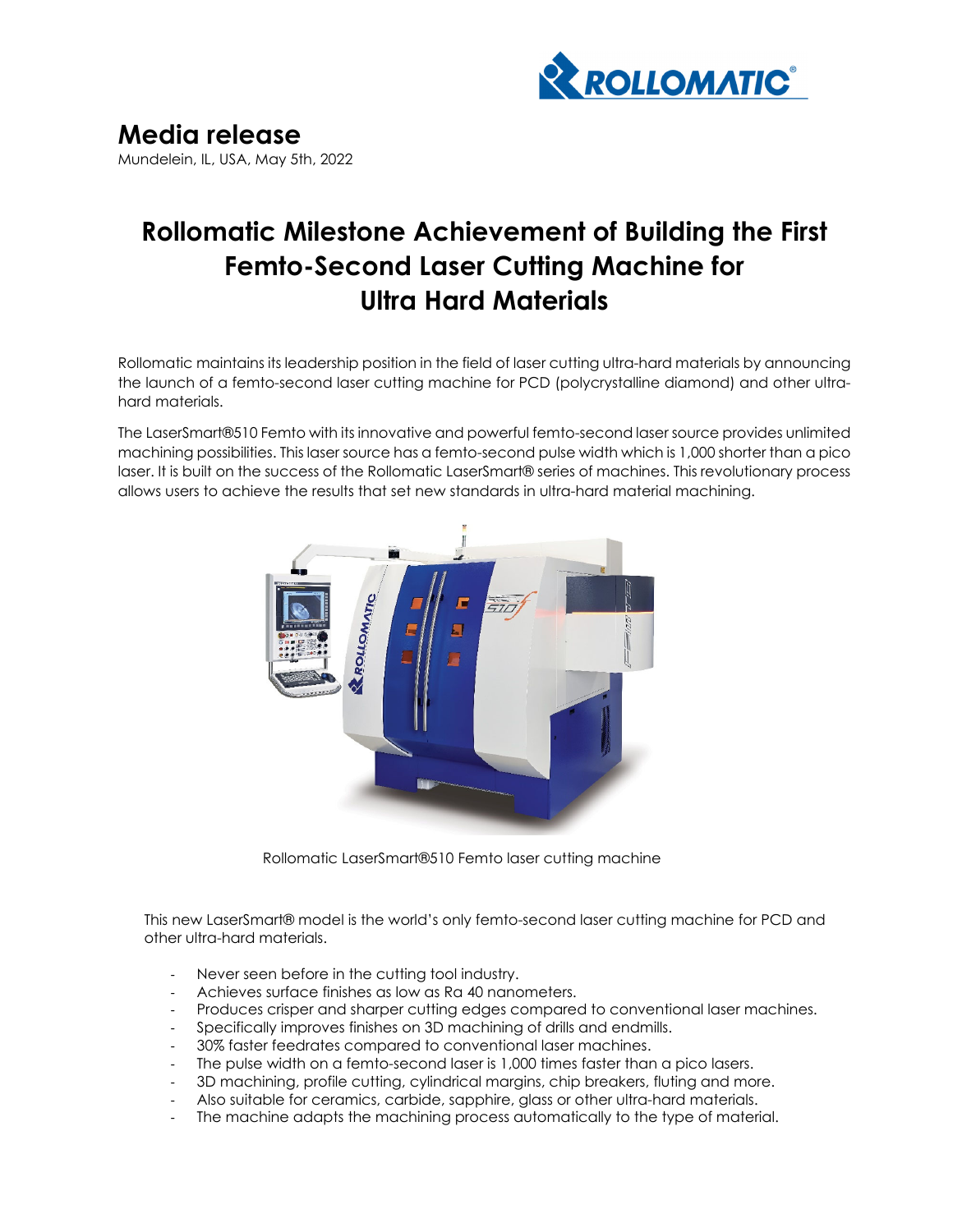# Media release

Mundelein, IL, USA, May 5th, 2022

## Rollomatic Milestone Achievement of Building the First Femto-Second Laser Cutting Machine for Ultra Hard Materials

Rollomatic maintains its leadership position in the field of laser cutting ultra-hard materials by announcing the launch of a femto-second laser cutting machine for PCD (polycrystalline diamond) and other ultra-hard materials.

The LaserSmart®510 Femto with its innovative and powerful femto-second laser source provides unlimited machining possibilities. This laser source has a femto-second pulse width which is 1,000 shorter than a pico laser. It is built on the success of the Rollomatic LaserSmart® series of machines. This revolutionary process allows users to achieve the results that set new standards in ultra-hard material machining.

Rollomatic LaserSmart®510 Femto laser cutting machine

This new LaserSmart® model is the world's only femto-second laser cutting machine for PCD and other ultra-hard materials.

- Never seen before in the cutting tool industry.
- Achieves surface finishes as low as Ra 40 nanometers.
- Produces crisper and sharper cutting edges compared to conventional laser machines.
- Specifically improves finishes on 3D machining of drills and endmills.
- 30% faster feedrates compared to conventional laser machines.
- The pulse width on a femto-second laser is 1,000 times faster than a pico lasers.
- 3D machining, profile cutting, cylindrical margins, chip breakers, fluting and more.
- Also suitable for ceramics, carbide, sapphire, glass or other ultra-hard materials.
- The machine adapts the machining process automatically to the type of material.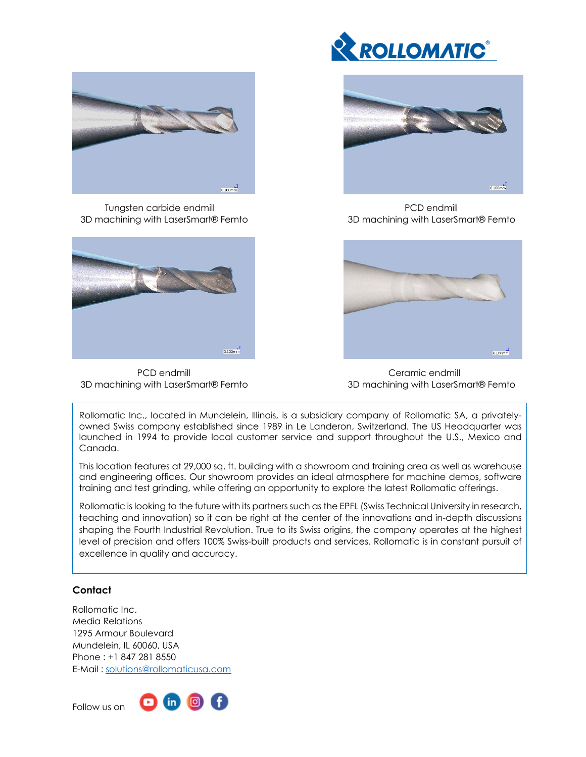Tungsten carbide endmill
3D machining with LaserSmart® Femto

PCD endmill
3D machining with LaserSmart® Femto

PCD endmill
3D machining with LaserSmart® Femto

Ceramic endmill
3D machining with LaserSmart® Femto

Rollomatic Inc., located in Mundelein, Illinois, is a subsidiary company of Rollomatic SA, a privately-owned Swiss company established since 1989 in Le Landeron, Switzerland. The US Headquarter was launched in 1994 to provide local customer service and support throughout the U.S., Mexico and Canada.

This location features at 29,000 sq. ft. building with a showroom and training area as well as warehouse and engineering offices. Our showroom provides an ideal atmosphere for machine demos, software training and test grinding, while offering an opportunity to explore the latest Rollomatic offerings.

Rollomatic is looking to the future with its partners such as the EPFL (Swiss Technical University in research, teaching and innovation) so it can be right at the center of the innovations and in-depth discussions shaping the Fourth Industrial Revolution. True to its Swiss origins, the company operates at the highest level of precision and offers 100% Swiss-built products and services. Rollomatic is in constant pursuit of excellence in quality and accuracy.

**Contact**

Rollomatic Inc.
Media Relations
1295 Armour Boulevard
Mundelein, IL 60060, USA
Phone : +1 847 281 8550
E-Mail : solutions@rollomaticusa.com

Follow us on